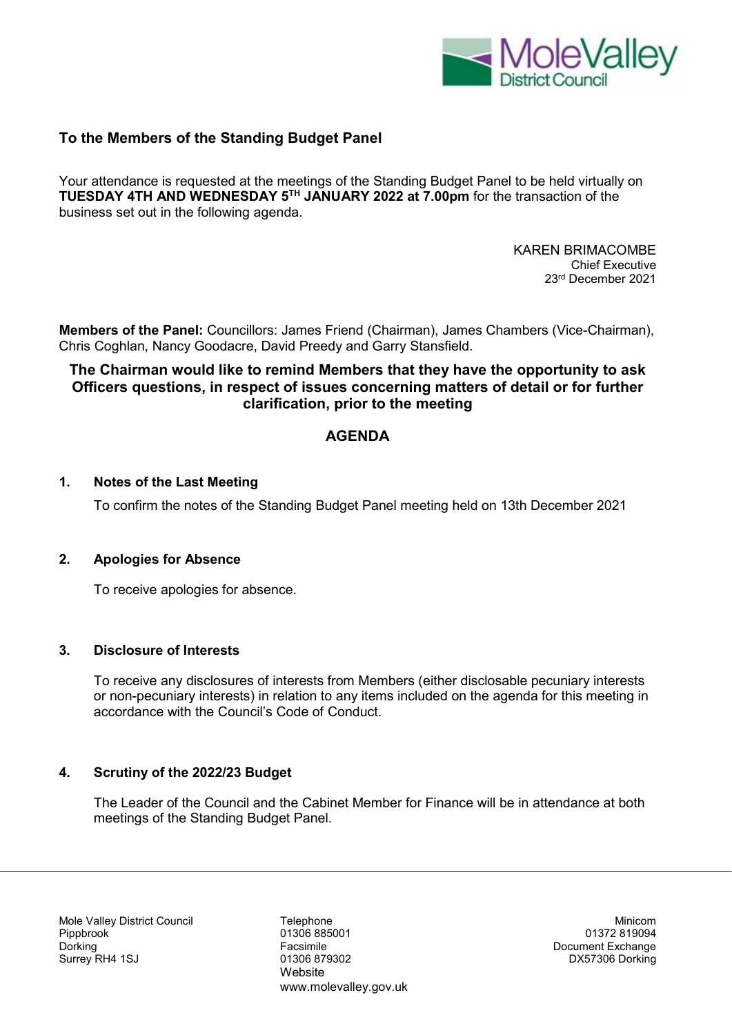MoleValley District Council

## To the Members of the Standing Budget Panel

Your attendance is requested at the meetings of the Standing Budget Panel to be held virtually on **TUESDAY 4TH AND WEDNESDAY 5TH JANUARY 2022 at 7.00pm** for the transaction of the business set out in the following agenda.

KAREN BRIMACOMBE
Chief Executive
23rd December 2021

**Members of the Panel:** Councillors: James Friend (Chairman), James Chambers (Vice-Chairman), Chris Coghlan, Nancy Goodacre, David Preedy and Garry Stansfield.

**The Chairman would like to remind Members that they have the opportunity to ask Officers questions, in respect of issues concerning matters of detail or for further clarification, prior to the meeting**

## AGENDA

### 1. Notes of the Last Meeting

To confirm the notes of the Standing Budget Panel meeting held on 13th December 2021

### 2. Apologies for Absence

To receive apologies for absence.

### 3. Disclosure of Interests

To receive any disclosures of interests from Members (either disclosable pecuniary interests or non-pecuniary interests) in relation to any items included on the agenda for this meeting in accordance with the Council's Code of Conduct.

### 4. Scrutiny of the 2022/23 Budget

The Leader of the Council and the Cabinet Member for Finance will be in attendance at both meetings of the Standing Budget Panel.

---

Mole Valley District Council
Pippbrook
Dorking
Surrey RH4 1SJ

Telephone
01306 885001
Facsimile
01306 879302
Website
www.molevalley.gov.uk

Minicom
01372 819094
Document Exchange
DX57306 Dorking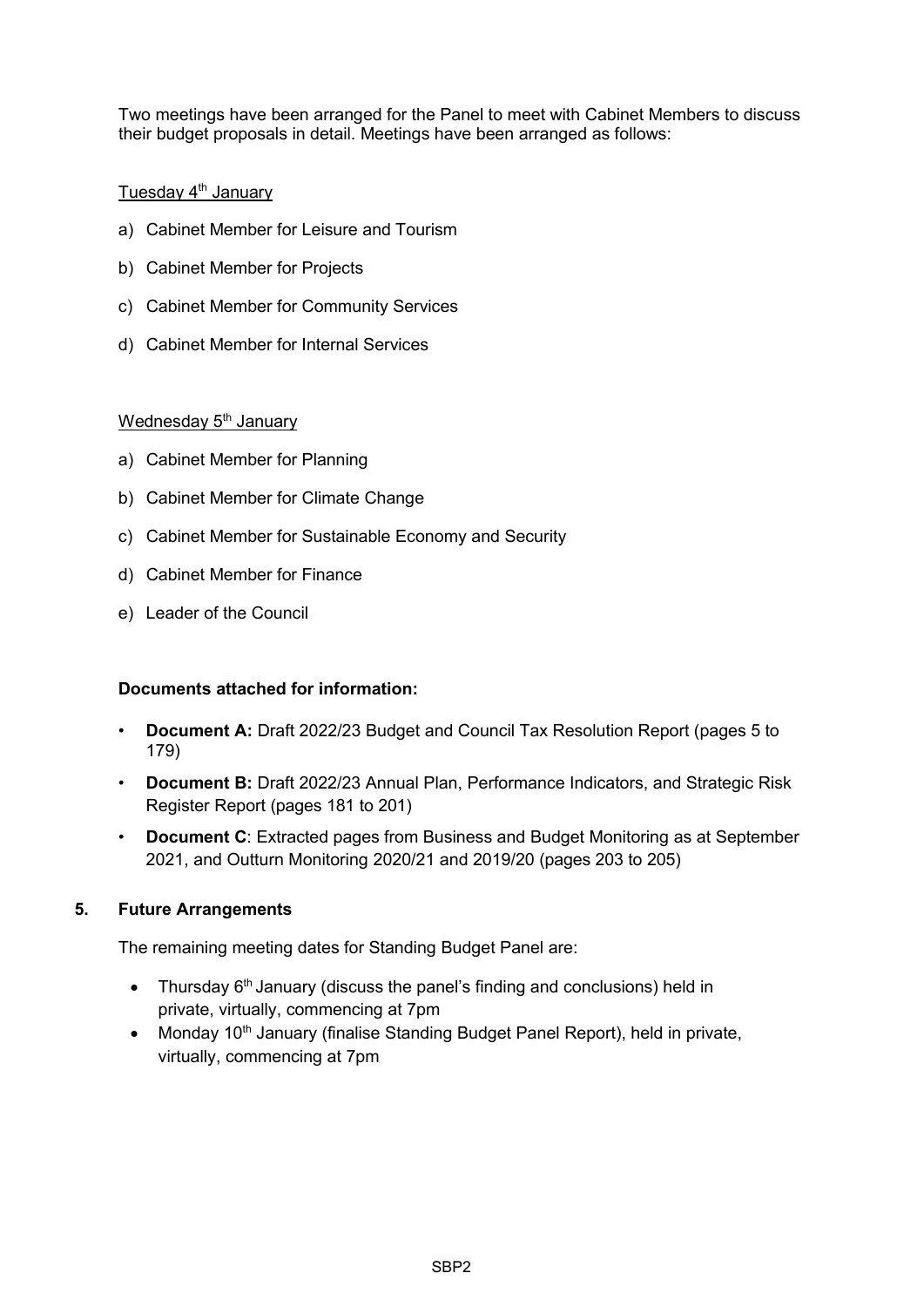Two meetings have been arranged for the Panel to meet with Cabinet Members to discuss their budget proposals in detail. Meetings have been arranged as follows:

Tuesday 4th January

a) Cabinet Member for Leisure and Tourism

b) Cabinet Member for Projects

c) Cabinet Member for Community Services

d) Cabinet Member for Internal Services

Wednesday 5th January

a) Cabinet Member for Planning

b) Cabinet Member for Climate Change

c) Cabinet Member for Sustainable Economy and Security

d) Cabinet Member for Finance

e) Leader of the Council

**Documents attached for information:**

- **Document A:** Draft 2022/23 Budget and Council Tax Resolution Report (pages 5 to 179)
- **Document B:** Draft 2022/23 Annual Plan, Performance Indicators, and Strategic Risk Register Report (pages 181 to 201)
- **Document C**: Extracted pages from Business and Budget Monitoring as at September 2021, and Outturn Monitoring 2020/21 and 2019/20 (pages 203 to 205)

## 5. Future Arrangements

The remaining meeting dates for Standing Budget Panel are:

- Thursday 6th January (discuss the panel's finding and conclusions) held in private, virtually, commencing at 7pm
- Monday 10th January (finalise Standing Budget Panel Report), held in private, virtually, commencing at 7pm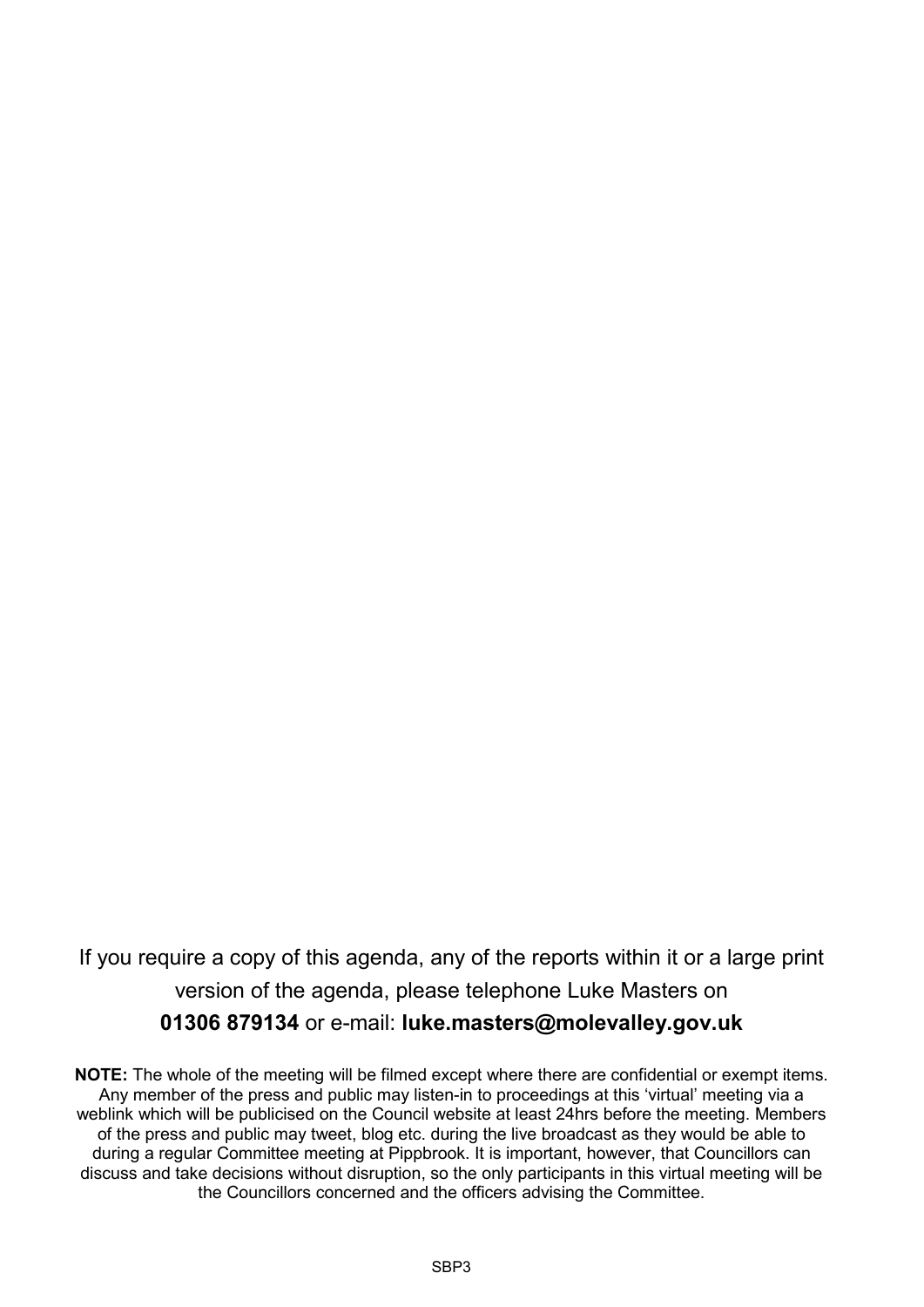If you require a copy of this agenda, any of the reports within it or a large print version of the agenda, please telephone Luke Masters on **01306 879134** or e-mail: **luke.masters@molevalley.gov.uk**

**NOTE:** The whole of the meeting will be filmed except where there are confidential or exempt items. Any member of the press and public may listen-in to proceedings at this 'virtual' meeting via a weblink which will be publicised on the Council website at least 24hrs before the meeting. Members of the press and public may tweet, blog etc. during the live broadcast as they would be able to during a regular Committee meeting at Pippbrook. It is important, however, that Councillors can discuss and take decisions without disruption, so the only participants in this virtual meeting will be the Councillors concerned and the officers advising the Committee.

SBP3